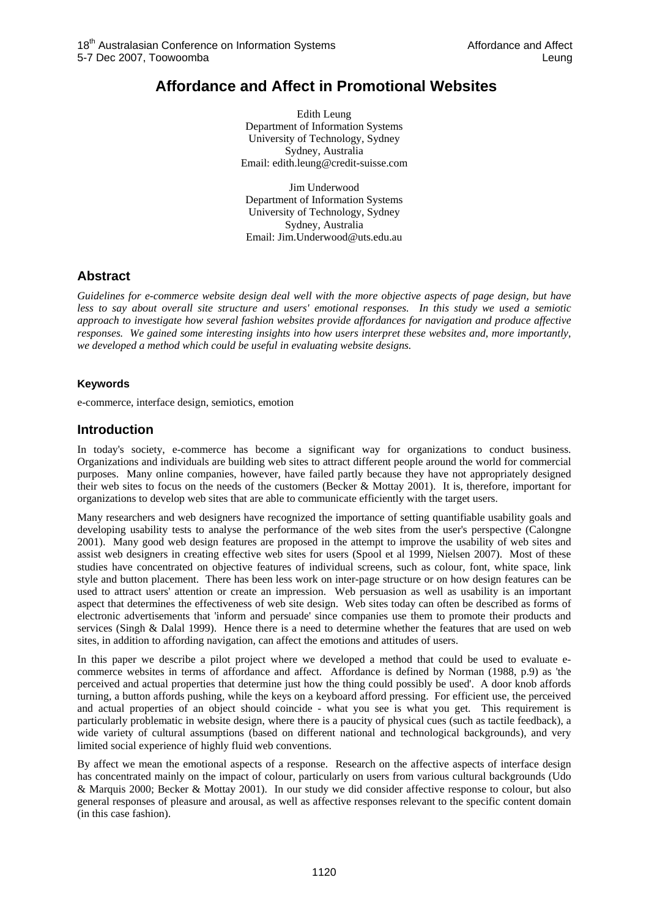# Affordance and Affect in Promotional Websites

Edith Leung
Department of Information Systems
University of Technology, Sydney
Sydney, Australia
Email: edith.leung@credit-suisse.com

Jim Underwood
Department of Information Systems
University of Technology, Sydney
Sydney, Australia
Email: Jim.Underwood@uts.edu.au

## Abstract

*Guidelines for e-commerce website design deal well with the more objective aspects of page design, but have less to say about overall site structure and users' emotional responses. In this study we used a semiotic approach to investigate how several fashion websites provide affordances for navigation and produce affective responses. We gained some interesting insights into how users interpret these websites and, more importantly, we developed a method which could be useful in evaluating website designs.*

### Keywords

e-commerce, interface design, semiotics, emotion

## Introduction

In today's society, e-commerce has become a significant way for organizations to conduct business. Organizations and individuals are building web sites to attract different people around the world for commercial purposes. Many online companies, however, have failed partly because they have not appropriately designed their web sites to focus on the needs of the customers (Becker & Mottay 2001). It is, therefore, important for organizations to develop web sites that are able to communicate efficiently with the target users.

Many researchers and web designers have recognized the importance of setting quantifiable usability goals and developing usability tests to analyse the performance of the web sites from the user's perspective (Calongne 2001). Many good web design features are proposed in the attempt to improve the usability of web sites and assist web designers in creating effective web sites for users (Spool et al 1999, Nielsen 2007). Most of these studies have concentrated on objective features of individual screens, such as colour, font, white space, link style and button placement. There has been less work on inter-page structure or on how design features can be used to attract users' attention or create an impression. Web persuasion as well as usability is an important aspect that determines the effectiveness of web site design. Web sites today can often be described as forms of electronic advertisements that 'inform and persuade' since companies use them to promote their products and services (Singh & Dalal 1999). Hence there is a need to determine whether the features that are used on web sites, in addition to affording navigation, can affect the emotions and attitudes of users.

In this paper we describe a pilot project where we developed a method that could be used to evaluate e-commerce websites in terms of affordance and affect. Affordance is defined by Norman (1988, p.9) as 'the perceived and actual properties that determine just how the thing could possibly be used'. A door knob affords turning, a button affords pushing, while the keys on a keyboard afford pressing. For efficient use, the perceived and actual properties of an object should coincide - what you see is what you get. This requirement is particularly problematic in website design, where there is a paucity of physical cues (such as tactile feedback), a wide variety of cultural assumptions (based on different national and technological backgrounds), and very limited social experience of highly fluid web conventions.

By affect we mean the emotional aspects of a response. Research on the affective aspects of interface design has concentrated mainly on the impact of colour, particularly on users from various cultural backgrounds (Udo & Marquis 2000; Becker & Mottay 2001). In our study we did consider affective response to colour, but also general responses of pleasure and arousal, as well as affective responses relevant to the specific content domain (in this case fashion).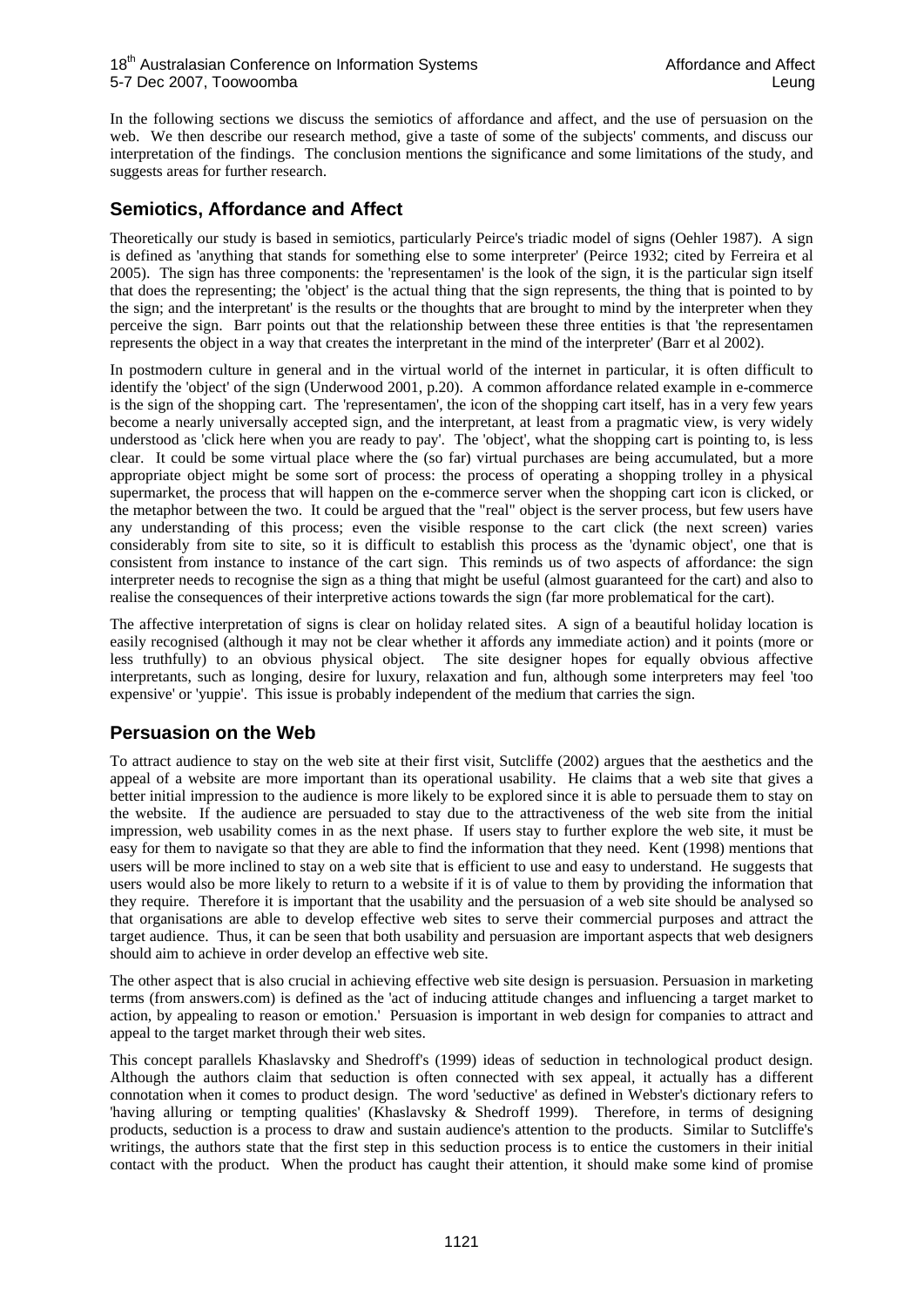In the following sections we discuss the semiotics of affordance and affect, and the use of persuasion on the web. We then describe our research method, give a taste of some of the subjects' comments, and discuss our interpretation of the findings. The conclusion mentions the significance and some limitations of the study, and suggests areas for further research.

## Semiotics, Affordance and Affect

Theoretically our study is based in semiotics, particularly Peirce's triadic model of signs (Oehler 1987). A sign is defined as 'anything that stands for something else to some interpreter' (Peirce 1932; cited by Ferreira et al 2005). The sign has three components: the 'representamen' is the look of the sign, it is the particular sign itself that does the representing; the 'object' is the actual thing that the sign represents, the thing that is pointed to by the sign; and the interpretant' is the results or the thoughts that are brought to mind by the interpreter when they perceive the sign. Barr points out that the relationship between these three entities is that 'the representamen represents the object in a way that creates the interpretant in the mind of the interpreter' (Barr et al 2002).

In postmodern culture in general and in the virtual world of the internet in particular, it is often difficult to identify the 'object' of the sign (Underwood 2001, p.20). A common affordance related example in e-commerce is the sign of the shopping cart. The 'representamen', the icon of the shopping cart itself, has in a very few years become a nearly universally accepted sign, and the interpretant, at least from a pragmatic view, is very widely understood as 'click here when you are ready to pay'. The 'object', what the shopping cart is pointing to, is less clear. It could be some virtual place where the (so far) virtual purchases are being accumulated, but a more appropriate object might be some sort of process: the process of operating a shopping trolley in a physical supermarket, the process that will happen on the e-commerce server when the shopping cart icon is clicked, or the metaphor between the two. It could be argued that the "real" object is the server process, but few users have any understanding of this process; even the visible response to the cart click (the next screen) varies considerably from site to site, so it is difficult to establish this process as the 'dynamic object', one that is consistent from instance to instance of the cart sign. This reminds us of two aspects of affordance: the sign interpreter needs to recognise the sign as a thing that might be useful (almost guaranteed for the cart) and also to realise the consequences of their interpretive actions towards the sign (far more problematical for the cart).

The affective interpretation of signs is clear on holiday related sites. A sign of a beautiful holiday location is easily recognised (although it may not be clear whether it affords any immediate action) and it points (more or less truthfully) to an obvious physical object. The site designer hopes for equally obvious affective interpretants, such as longing, desire for luxury, relaxation and fun, although some interpreters may feel 'too expensive' or 'yuppie'. This issue is probably independent of the medium that carries the sign.

## Persuasion on the Web

To attract audience to stay on the web site at their first visit, Sutcliffe (2002) argues that the aesthetics and the appeal of a website are more important than its operational usability. He claims that a web site that gives a better initial impression to the audience is more likely to be explored since it is able to persuade them to stay on the website. If the audience are persuaded to stay due to the attractiveness of the web site from the initial impression, web usability comes in as the next phase. If users stay to further explore the web site, it must be easy for them to navigate so that they are able to find the information that they need. Kent (1998) mentions that users will be more inclined to stay on a web site that is efficient to use and easy to understand. He suggests that users would also be more likely to return to a website if it is of value to them by providing the information that they require. Therefore it is important that the usability and the persuasion of a web site should be analysed so that organisations are able to develop effective web sites to serve their commercial purposes and attract the target audience. Thus, it can be seen that both usability and persuasion are important aspects that web designers should aim to achieve in order develop an effective web site.

The other aspect that is also crucial in achieving effective web site design is persuasion. Persuasion in marketing terms (from answers.com) is defined as the 'act of inducing attitude changes and influencing a target market to action, by appealing to reason or emotion.' Persuasion is important in web design for companies to attract and appeal to the target market through their web sites.

This concept parallels Khaslavsky and Shedroff's (1999) ideas of seduction in technological product design. Although the authors claim that seduction is often connected with sex appeal, it actually has a different connotation when it comes to product design. The word 'seductive' as defined in Webster's dictionary refers to 'having alluring or tempting qualities' (Khaslavsky & Shedroff 1999). Therefore, in terms of designing products, seduction is a process to draw and sustain audience's attention to the products. Similar to Sutcliffe's writings, the authors state that the first step in this seduction process is to entice the customers in their initial contact with the product. When the product has caught their attention, it should make some kind of promise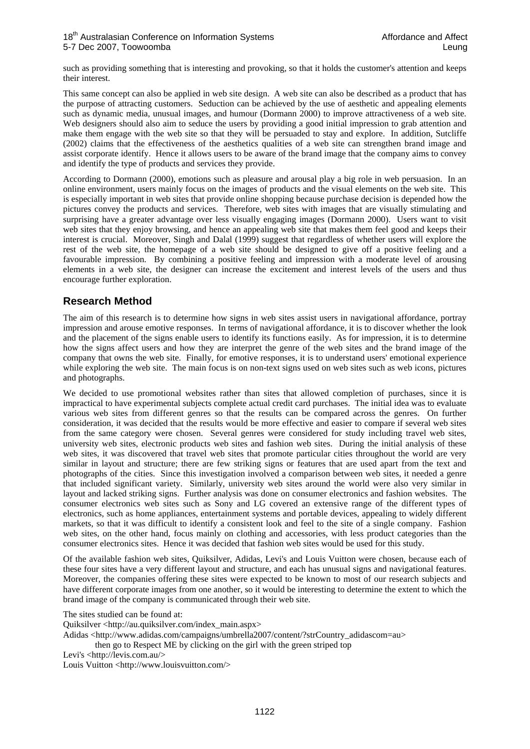such as providing something that is interesting and provoking, so that it holds the customer's attention and keeps their interest.

This same concept can also be applied in web site design. A web site can also be described as a product that has the purpose of attracting customers. Seduction can be achieved by the use of aesthetic and appealing elements such as dynamic media, unusual images, and humour (Dormann 2000) to improve attractiveness of a web site. Web designers should also aim to seduce the users by providing a good initial impression to grab attention and make them engage with the web site so that they will be persuaded to stay and explore. In addition, Sutcliffe (2002) claims that the effectiveness of the aesthetics qualities of a web site can strengthen brand image and assist corporate identify. Hence it allows users to be aware of the brand image that the company aims to convey and identify the type of products and services they provide.

According to Dormann (2000), emotions such as pleasure and arousal play a big role in web persuasion. In an online environment, users mainly focus on the images of products and the visual elements on the web site. This is especially important in web sites that provide online shopping because purchase decision is depended how the pictures convey the products and services. Therefore, web sites with images that are visually stimulating and surprising have a greater advantage over less visually engaging images (Dormann 2000). Users want to visit web sites that they enjoy browsing, and hence an appealing web site that makes them feel good and keeps their interest is crucial. Moreover, Singh and Dalal (1999) suggest that regardless of whether users will explore the rest of the web site, the homepage of a web site should be designed to give off a positive feeling and a favourable impression. By combining a positive feeling and impression with a moderate level of arousing elements in a web site, the designer can increase the excitement and interest levels of the users and thus encourage further exploration.

## Research Method

The aim of this research is to determine how signs in web sites assist users in navigational affordance, portray impression and arouse emotive responses. In terms of navigational affordance, it is to discover whether the look and the placement of the signs enable users to identify its functions easily. As for impression, it is to determine how the signs affect users and how they are interpret the genre of the web sites and the brand image of the company that owns the web site. Finally, for emotive responses, it is to understand users' emotional experience while exploring the web site. The main focus is on non-text signs used on web sites such as web icons, pictures and photographs.

We decided to use promotional websites rather than sites that allowed completion of purchases, since it is impractical to have experimental subjects complete actual credit card purchases. The initial idea was to evaluate various web sites from different genres so that the results can be compared across the genres. On further consideration, it was decided that the results would be more effective and easier to compare if several web sites from the same category were chosen. Several genres were considered for study including travel web sites, university web sites, electronic products web sites and fashion web sites. During the initial analysis of these web sites, it was discovered that travel web sites that promote particular cities throughout the world are very similar in layout and structure; there are few striking signs or features that are used apart from the text and photographs of the cities. Since this investigation involved a comparison between web sites, it needed a genre that included significant variety. Similarly, university web sites around the world were also very similar in layout and lacked striking signs. Further analysis was done on consumer electronics and fashion websites. The consumer electronics web sites such as Sony and LG covered an extensive range of the different types of electronics, such as home appliances, entertainment systems and portable devices, appealing to widely different markets, so that it was difficult to identify a consistent look and feel to the site of a single company. Fashion web sites, on the other hand, focus mainly on clothing and accessories, with less product categories than the consumer electronics sites. Hence it was decided that fashion web sites would be used for this study.

Of the available fashion web sites, Quiksilver, Adidas, Levi's and Louis Vuitton were chosen, because each of these four sites have a very different layout and structure, and each has unusual signs and navigational features. Moreover, the companies offering these sites were expected to be known to most of our research subjects and have different corporate images from one another, so it would be interesting to determine the extent to which the brand image of the company is communicated through their web site.

The sites studied can be found at:

Quiksilver <http://au.quiksilver.com/index_main.aspx>

Adidas <http://www.adidas.com/campaigns/umbrella2007/content/?strCountry_adidascom=au>

then go to Respect ME by clicking on the girl with the green striped top

Levi's <http://levis.com.au/>

Louis Vuitton <http://www.louisvuitton.com/>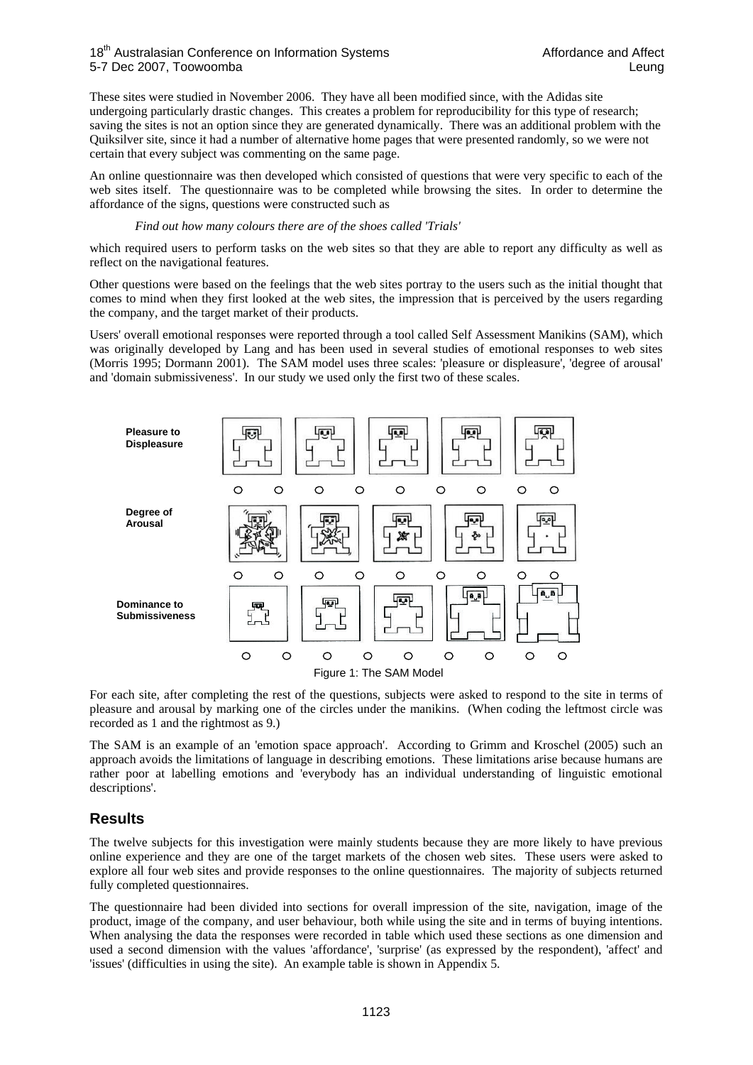These sites were studied in November 2006. They have all been modified since, with the Adidas site undergoing particularly drastic changes. This creates a problem for reproducibility for this type of research; saving the sites is not an option since they are generated dynamically. There was an additional problem with the Quiksilver site, since it had a number of alternative home pages that were presented randomly, so we were not certain that every subject was commenting on the same page.

An online questionnaire was then developed which consisted of questions that were very specific to each of the web sites itself. The questionnaire was to be completed while browsing the sites. In order to determine the affordance of the signs, questions were constructed such as

*Find out how many colours there are of the shoes called 'Trials'*

which required users to perform tasks on the web sites so that they are able to report any difficulty as well as reflect on the navigational features.

Other questions were based on the feelings that the web sites portray to the users such as the initial thought that comes to mind when they first looked at the web sites, the impression that is perceived by the users regarding the company, and the target market of their products.

Users' overall emotional responses were reported through a tool called Self Assessment Manikins (SAM), which was originally developed by Lang and has been used in several studies of emotional responses to web sites (Morris 1995; Dormann 2001). The SAM model uses three scales: 'pleasure or displeasure', 'degree of arousal' and 'domain submissiveness'. In our study we used only the first two of these scales.

Figure 1: The SAM Model

For each site, after completing the rest of the questions, subjects were asked to respond to the site in terms of pleasure and arousal by marking one of the circles under the manikins. (When coding the leftmost circle was recorded as 1 and the rightmost as 9.)

The SAM is an example of an 'emotion space approach'. According to Grimm and Kroschel (2005) such an approach avoids the limitations of language in describing emotions. These limitations arise because humans are rather poor at labelling emotions and 'everybody has an individual understanding of linguistic emotional descriptions'.

## Results

The twelve subjects for this investigation were mainly students because they are more likely to have previous online experience and they are one of the target markets of the chosen web sites. These users were asked to explore all four web sites and provide responses to the online questionnaires. The majority of subjects returned fully completed questionnaires.

The questionnaire had been divided into sections for overall impression of the site, navigation, image of the product, image of the company, and user behaviour, both while using the site and in terms of buying intentions. When analysing the data the responses were recorded in table which used these sections as one dimension and used a second dimension with the values 'affordance', 'surprise' (as expressed by the respondent), 'affect' and 'issues' (difficulties in using the site). An example table is shown in Appendix 5.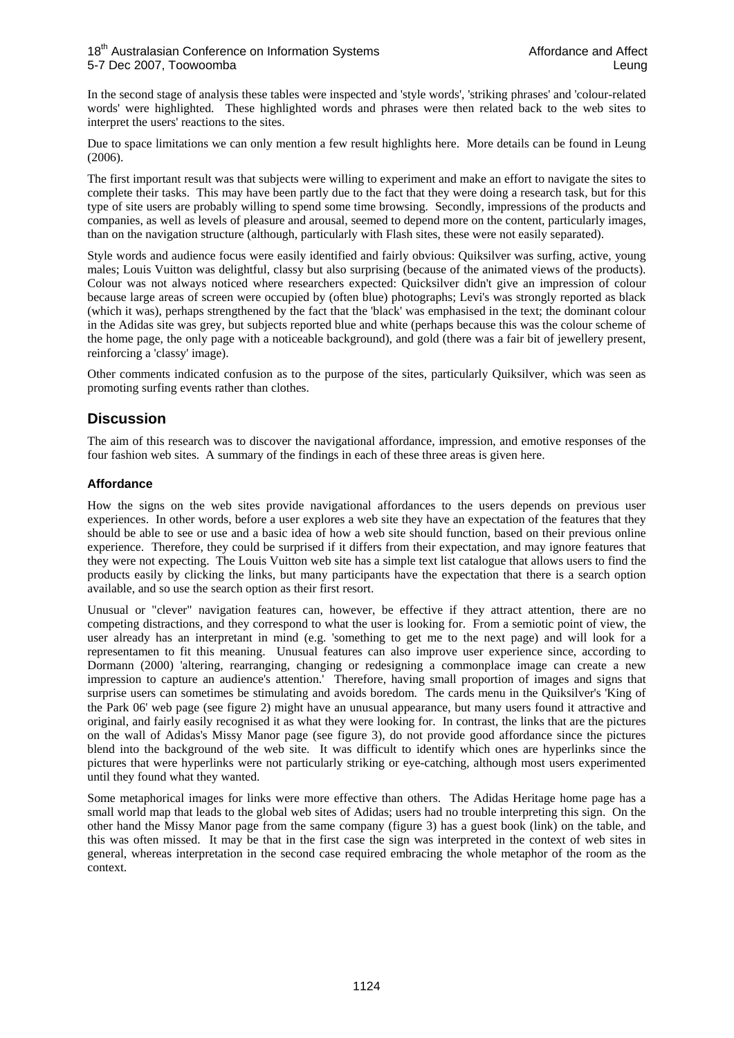In the second stage of analysis these tables were inspected and 'style words', 'striking phrases' and 'colour-related words' were highlighted. These highlighted words and phrases were then related back to the web sites to interpret the users' reactions to the sites.

Due to space limitations we can only mention a few result highlights here. More details can be found in Leung (2006).

The first important result was that subjects were willing to experiment and make an effort to navigate the sites to complete their tasks. This may have been partly due to the fact that they were doing a research task, but for this type of site users are probably willing to spend some time browsing. Secondly, impressions of the products and companies, as well as levels of pleasure and arousal, seemed to depend more on the content, particularly images, than on the navigation structure (although, particularly with Flash sites, these were not easily separated).

Style words and audience focus were easily identified and fairly obvious: Quiksilver was surfing, active, young males; Louis Vuitton was delightful, classy but also surprising (because of the animated views of the products). Colour was not always noticed where researchers expected: Quicksilver didn't give an impression of colour because large areas of screen were occupied by (often blue) photographs; Levi's was strongly reported as black (which it was), perhaps strengthened by the fact that the 'black' was emphasised in the text; the dominant colour in the Adidas site was grey, but subjects reported blue and white (perhaps because this was the colour scheme of the home page, the only page with a noticeable background), and gold (there was a fair bit of jewellery present, reinforcing a 'classy' image).

Other comments indicated confusion as to the purpose of the sites, particularly Quiksilver, which was seen as promoting surfing events rather than clothes.

## Discussion

The aim of this research was to discover the navigational affordance, impression, and emotive responses of the four fashion web sites. A summary of the findings in each of these three areas is given here.

### Affordance

How the signs on the web sites provide navigational affordances to the users depends on previous user experiences. In other words, before a user explores a web site they have an expectation of the features that they should be able to see or use and a basic idea of how a web site should function, based on their previous online experience. Therefore, they could be surprised if it differs from their expectation, and may ignore features that they were not expecting. The Louis Vuitton web site has a simple text list catalogue that allows users to find the products easily by clicking the links, but many participants have the expectation that there is a search option available, and so use the search option as their first resort.

Unusual or "clever" navigation features can, however, be effective if they attract attention, there are no competing distractions, and they correspond to what the user is looking for. From a semiotic point of view, the user already has an interpretant in mind (e.g. 'something to get me to the next page) and will look for a representamen to fit this meaning. Unusual features can also improve user experience since, according to Dormann (2000) 'altering, rearranging, changing or redesigning a commonplace image can create a new impression to capture an audience's attention.' Therefore, having small proportion of images and signs that surprise users can sometimes be stimulating and avoids boredom. The cards menu in the Quiksilver's 'King of the Park 06' web page (see figure 2) might have an unusual appearance, but many users found it attractive and original, and fairly easily recognised it as what they were looking for. In contrast, the links that are the pictures on the wall of Adidas's Missy Manor page (see figure 3), do not provide good affordance since the pictures blend into the background of the web site. It was difficult to identify which ones are hyperlinks since the pictures that were hyperlinks were not particularly striking or eye-catching, although most users experimented until they found what they wanted.

Some metaphorical images for links were more effective than others. The Adidas Heritage home page has a small world map that leads to the global web sites of Adidas; users had no trouble interpreting this sign. On the other hand the Missy Manor page from the same company (figure 3) has a guest book (link) on the table, and this was often missed. It may be that in the first case the sign was interpreted in the context of web sites in general, whereas interpretation in the second case required embracing the whole metaphor of the room as the context.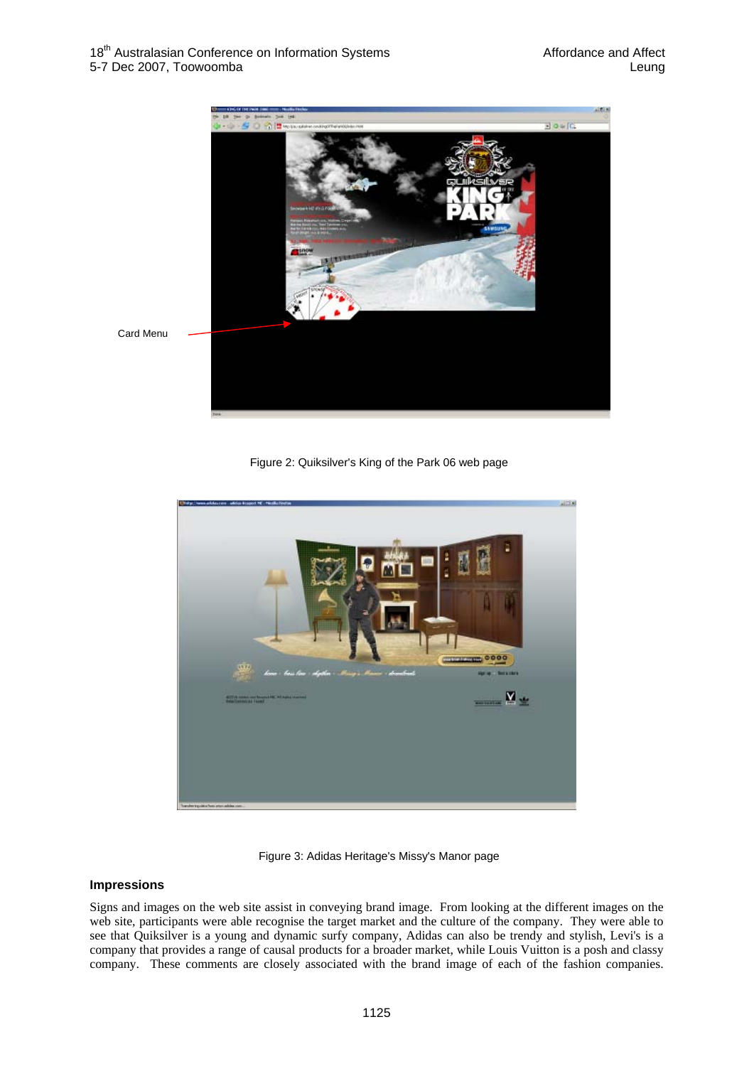Card Menu

Figure 2: Quiksilver's King of the Park 06 web page

Figure 3: Adidas Heritage's Missy's Manor page

### Impressions

Signs and images on the web site assist in conveying brand image. From looking at the different images on the web site, participants were able recognise the target market and the culture of the company. They were able to see that Quiksilver is a young and dynamic surfy company, Adidas can also be trendy and stylish, Levi's is a company that provides a range of causal products for a broader market, while Louis Vuitton is a posh and classy company. These comments are closely associated with the brand image of each of the fashion companies.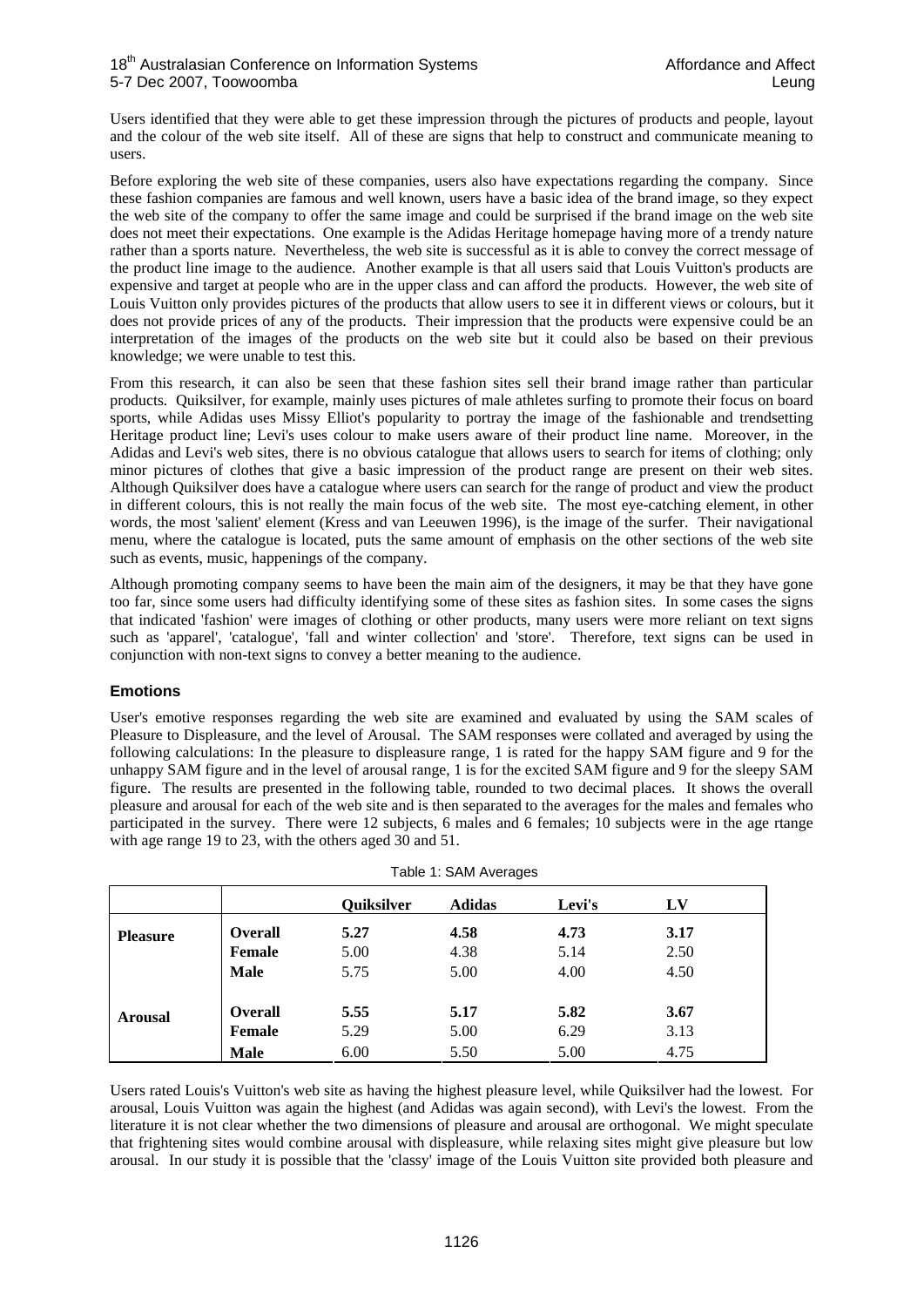Users identified that they were able to get these impression through the pictures of products and people, layout and the colour of the web site itself. All of these are signs that help to construct and communicate meaning to users.

Before exploring the web site of these companies, users also have expectations regarding the company. Since these fashion companies are famous and well known, users have a basic idea of the brand image, so they expect the web site of the company to offer the same image and could be surprised if the brand image on the web site does not meet their expectations. One example is the Adidas Heritage homepage having more of a trendy nature rather than a sports nature. Nevertheless, the web site is successful as it is able to convey the correct message of the product line image to the audience. Another example is that all users said that Louis Vuitton's products are expensive and target at people who are in the upper class and can afford the products. However, the web site of Louis Vuitton only provides pictures of the products that allow users to see it in different views or colours, but it does not provide prices of any of the products. Their impression that the products were expensive could be an interpretation of the images of the products on the web site but it could also be based on their previous knowledge; we were unable to test this.

From this research, it can also be seen that these fashion sites sell their brand image rather than particular products. Quiksilver, for example, mainly uses pictures of male athletes surfing to promote their focus on board sports, while Adidas uses Missy Elliot's popularity to portray the image of the fashionable and trendsetting Heritage product line; Levi's uses colour to make users aware of their product line name. Moreover, in the Adidas and Levi's web sites, there is no obvious catalogue that allows users to search for items of clothing; only minor pictures of clothes that give a basic impression of the product range are present on their web sites. Although Quiksilver does have a catalogue where users can search for the range of product and view the product in different colours, this is not really the main focus of the web site. The most eye-catching element, in other words, the most 'salient' element (Kress and van Leeuwen 1996), is the image of the surfer. Their navigational menu, where the catalogue is located, puts the same amount of emphasis on the other sections of the web site such as events, music, happenings of the company.

Although promoting company seems to have been the main aim of the designers, it may be that they have gone too far, since some users had difficulty identifying some of these sites as fashion sites. In some cases the signs that indicated 'fashion' were images of clothing or other products, many users were more reliant on text signs such as 'apparel', 'catalogue', 'fall and winter collection' and 'store'. Therefore, text signs can be used in conjunction with non-text signs to convey a better meaning to the audience.

### Emotions

User's emotive responses regarding the web site are examined and evaluated by using the SAM scales of Pleasure to Displeasure, and the level of Arousal. The SAM responses were collated and averaged by using the following calculations: In the pleasure to displeasure range, 1 is rated for the happy SAM figure and 9 for the unhappy SAM figure and in the level of arousal range, 1 is for the excited SAM figure and 9 for the sleepy SAM figure. The results are presented in the following table, rounded to two decimal places. It shows the overall pleasure and arousal for each of the web site and is then separated to the averages for the males and females who participated in the survey. There were 12 subjects, 6 males and 6 females; 10 subjects were in the age rtange with age range 19 to 23, with the others aged 30 and 51.

Table 1: SAM Averages

| | | Quiksilver | Adidas | Levi's | LV |
|---|---|---|---|---|---|
| **Pleasure** | **Overall** | **5.27** | **4.58** | **4.73** | **3.17** |
| | **Female** | 5.00 | 4.38 | 5.14 | 2.50 |
| | **Male** | 5.75 | 5.00 | 4.00 | 4.50 |
| **Arousal** | **Overall** | **5.55** | **5.17** | **5.82** | **3.67** |
| | **Female** | 5.29 | 5.00 | 6.29 | 3.13 |
| | **Male** | 6.00 | 5.50 | 5.00 | 4.75 |

Users rated Louis's Vuitton's web site as having the highest pleasure level, while Quiksilver had the lowest. For arousal, Louis Vuitton was again the highest (and Adidas was again second), with Levi's the lowest. From the literature it is not clear whether the two dimensions of pleasure and arousal are orthogonal. We might speculate that frightening sites would combine arousal with displeasure, while relaxing sites might give pleasure but low arousal. In our study it is possible that the 'classy' image of the Louis Vuitton site provided both pleasure and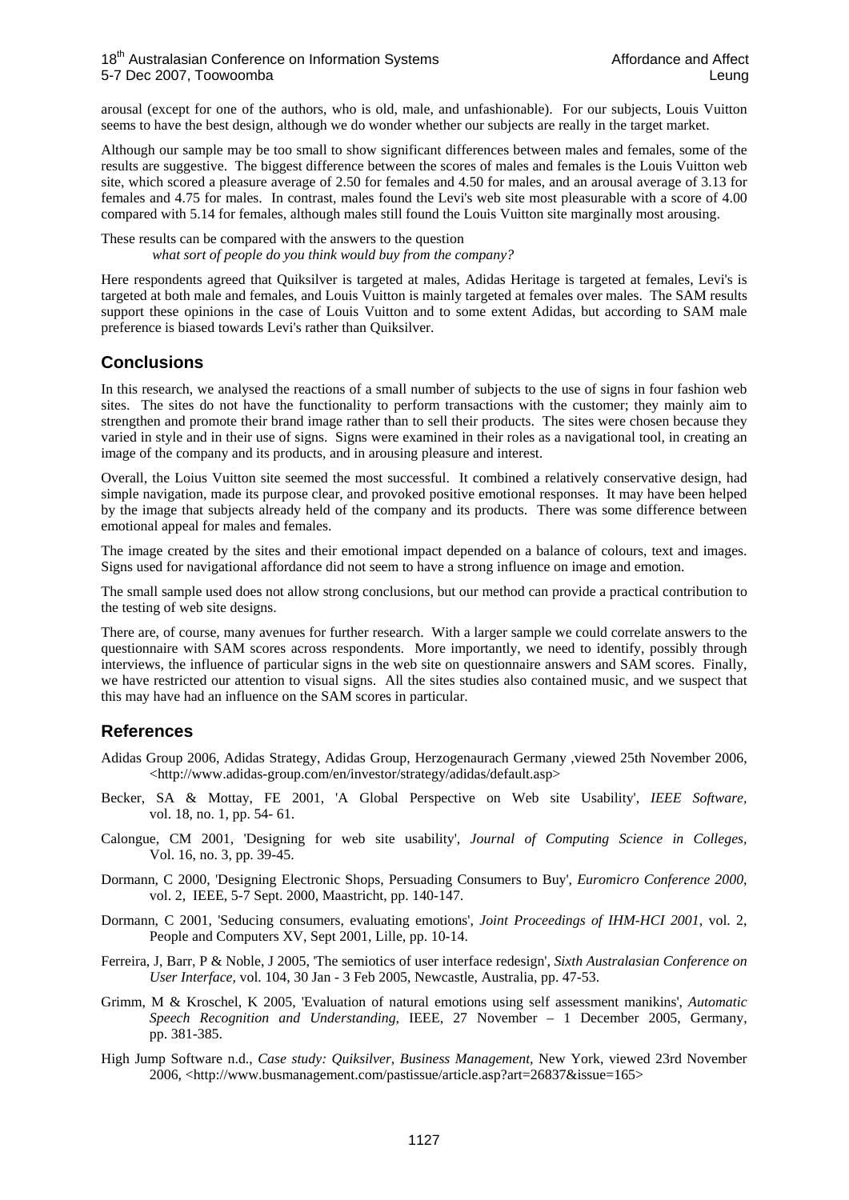arousal (except for one of the authors, who is old, male, and unfashionable). For our subjects, Louis Vuitton seems to have the best design, although we do wonder whether our subjects are really in the target market.

Although our sample may be too small to show significant differences between males and females, some of the results are suggestive. The biggest difference between the scores of males and females is the Louis Vuitton web site, which scored a pleasure average of 2.50 for females and 4.50 for males, and an arousal average of 3.13 for females and 4.75 for males. In contrast, males found the Levi's web site most pleasurable with a score of 4.00 compared with 5.14 for females, although males still found the Louis Vuitton site marginally most arousing.

These results can be compared with the answers to the question

*what sort of people do you think would buy from the company?*

Here respondents agreed that Quiksilver is targeted at males, Adidas Heritage is targeted at females, Levi's is targeted at both male and females, and Louis Vuitton is mainly targeted at females over males. The SAM results support these opinions in the case of Louis Vuitton and to some extent Adidas, but according to SAM male preference is biased towards Levi's rather than Quiksilver.

## Conclusions

In this research, we analysed the reactions of a small number of subjects to the use of signs in four fashion web sites. The sites do not have the functionality to perform transactions with the customer; they mainly aim to strengthen and promote their brand image rather than to sell their products. The sites were chosen because they varied in style and in their use of signs. Signs were examined in their roles as a navigational tool, in creating an image of the company and its products, and in arousing pleasure and interest.

Overall, the Loius Vuitton site seemed the most successful. It combined a relatively conservative design, had simple navigation, made its purpose clear, and provoked positive emotional responses. It may have been helped by the image that subjects already held of the company and its products. There was some difference between emotional appeal for males and females.

The image created by the sites and their emotional impact depended on a balance of colours, text and images. Signs used for navigational affordance did not seem to have a strong influence on image and emotion.

The small sample used does not allow strong conclusions, but our method can provide a practical contribution to the testing of web site designs.

There are, of course, many avenues for further research. With a larger sample we could correlate answers to the questionnaire with SAM scores across respondents. More importantly, we need to identify, possibly through interviews, the influence of particular signs in the web site on questionnaire answers and SAM scores. Finally, we have restricted our attention to visual signs. All the sites studies also contained music, and we suspect that this may have had an influence on the SAM scores in particular.

## References

Adidas Group 2006, Adidas Strategy, Adidas Group, Herzogenaurach Germany ,viewed 25th November 2006, <http://www.adidas-group.com/en/investor/strategy/adidas/default.asp>

Becker, SA & Mottay, FE 2001, 'A Global Perspective on Web site Usability', *IEEE Software*, vol. 18, no. 1, pp. 54- 61.

Calongue, CM 2001, 'Designing for web site usability', *Journal of Computing Science in Colleges*, Vol. 16, no. 3, pp. 39-45.

Dormann, C 2000, 'Designing Electronic Shops, Persuading Consumers to Buy', *Euromicro Conference 2000*, vol. 2, IEEE, 5-7 Sept. 2000, Maastricht, pp. 140-147.

Dormann, C 2001, 'Seducing consumers, evaluating emotions', *Joint Proceedings of IHM-HCI 2001*, vol. 2, People and Computers XV, Sept 2001, Lille, pp. 10-14.

Ferreira, J, Barr, P & Noble, J 2005, 'The semiotics of user interface redesign', *Sixth Australasian Conference on User Interface*, vol. 104, 30 Jan - 3 Feb 2005, Newcastle, Australia, pp. 47-53.

Grimm, M & Kroschel, K 2005, 'Evaluation of natural emotions using self assessment manikins', *Automatic Speech Recognition and Understanding,* IEEE, 27 November – 1 December 2005, Germany, pp. 381-385.

High Jump Software n.d., *Case study: Quiksilver, Business Management,* New York, viewed 23rd November 2006, <http://www.busmanagement.com/pastissue/article.asp?art=26837&issue=165>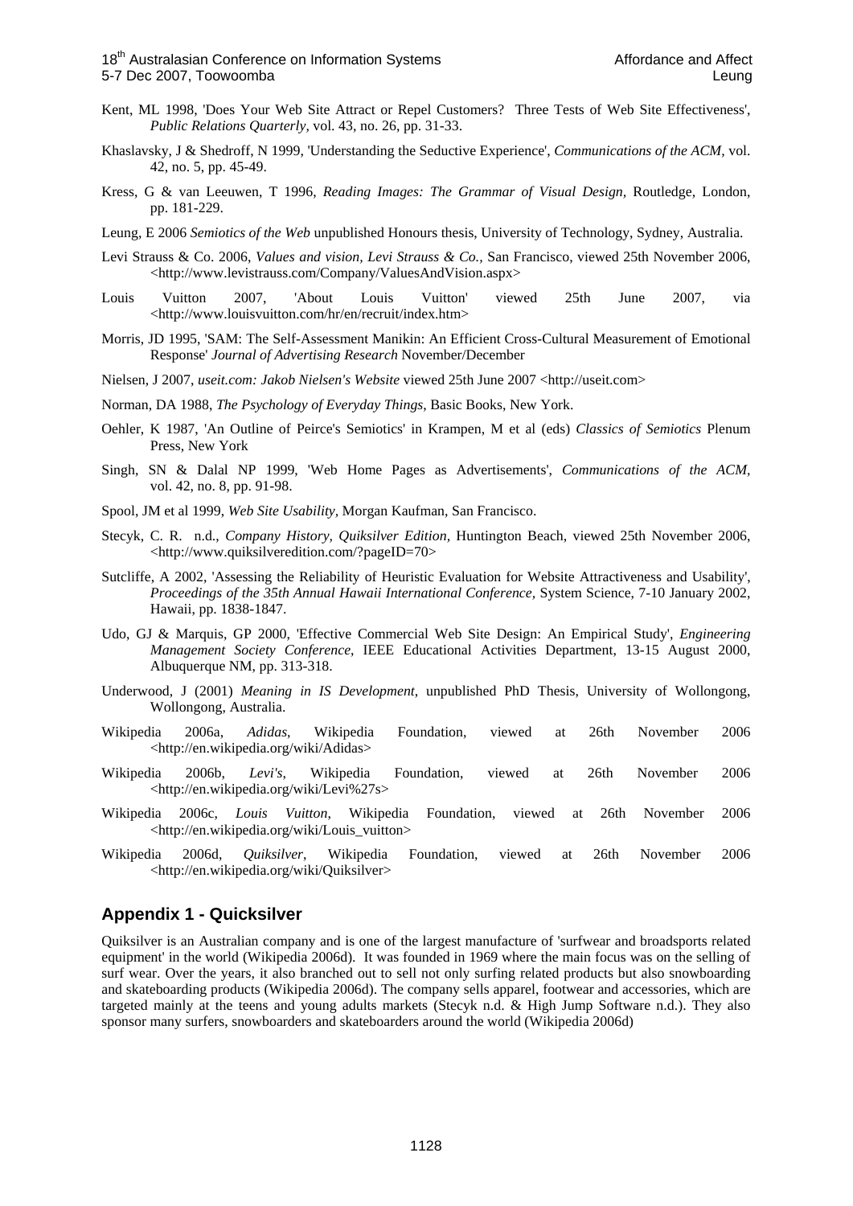Kent, ML 1998, 'Does Your Web Site Attract or Repel Customers? Three Tests of Web Site Effectiveness', *Public Relations Quarterly,* vol. 43, no. 26, pp. 31-33.

Khaslavsky, J & Shedroff, N 1999, 'Understanding the Seductive Experience', *Communications of the ACM,* vol. 42, no. 5, pp. 45-49.

Kress, G & van Leeuwen, T 1996, *Reading Images: The Grammar of Visual Design,* Routledge, London, pp. 181-229.

Leung, E 2006 *Semiotics of the Web* unpublished Honours thesis, University of Technology, Sydney, Australia.

Levi Strauss & Co. 2006, *Values and vision, Levi Strauss & Co.*, San Francisco, viewed 25th November 2006, <http://www.levistrauss.com/Company/ValuesAndVision.aspx>

Louis Vuitton 2007, 'About Louis Vuitton' viewed 25th June 2007, via <http://www.louisvuitton.com/hr/en/recruit/index.htm>

Morris, JD 1995, 'SAM: The Self-Assessment Manikin: An Efficient Cross-Cultural Measurement of Emotional Response' *Journal of Advertising Research* November/December

Nielsen, J 2007, *useit.com: Jakob Nielsen's Website* viewed 25th June 2007 <http://useit.com>

Norman, DA 1988, *The Psychology of Everyday Things*, Basic Books, New York.

Oehler, K 1987, 'An Outline of Peirce's Semiotics' in Krampen, M et al (eds) *Classics of Semiotics* Plenum Press, New York

Singh, SN & Dalal NP 1999, 'Web Home Pages as Advertisements', *Communications of the ACM*, vol. 42, no. 8, pp. 91-98.

Spool, JM et al 1999, *Web Site Usability*, Morgan Kaufman, San Francisco.

Stecyk, C. R. n.d., *Company History, Quiksilver Edition,* Huntington Beach, viewed 25th November 2006, <http://www.quiksilveredition.com/?pageID=70>

Sutcliffe, A 2002, 'Assessing the Reliability of Heuristic Evaluation for Website Attractiveness and Usability', *Proceedings of the 35th Annual Hawaii International Conference,* System Science, 7-10 January 2002, Hawaii, pp. 1838-1847.

Udo, GJ & Marquis, GP 2000, 'Effective Commercial Web Site Design: An Empirical Study', *Engineering Management Society Conference*, IEEE Educational Activities Department, 13-15 August 2000, Albuquerque NM, pp. 313-318.

Underwood, J (2001) *Meaning in IS Development,* unpublished PhD Thesis, University of Wollongong, Wollongong, Australia.

Wikipedia 2006a, *Adidas*, Wikipedia Foundation, viewed at 26th November 2006 <http://en.wikipedia.org/wiki/Adidas>

Wikipedia 2006b, *Levi's*, Wikipedia Foundation, viewed at 26th November 2006 <http://en.wikipedia.org/wiki/Levi%27s>

Wikipedia 2006c, *Louis Vuitton*, Wikipedia Foundation, viewed at 26th November 2006 <http://en.wikipedia.org/wiki/Louis_vuitton>

Wikipedia 2006d, *Quiksilver*, Wikipedia Foundation, viewed at 26th November 2006 <http://en.wikipedia.org/wiki/Quiksilver>

## Appendix 1 - Quicksilver

Quiksilver is an Australian company and is one of the largest manufacture of 'surfwear and broadsports related equipment' in the world (Wikipedia 2006d). It was founded in 1969 where the main focus was on the selling of surf wear. Over the years, it also branched out to sell not only surfing related products but also snowboarding and skateboarding products (Wikipedia 2006d). The company sells apparel, footwear and accessories, which are targeted mainly at the teens and young adults markets (Stecyk n.d. & High Jump Software n.d.). They also sponsor many surfers, snowboarders and skateboarders around the world (Wikipedia 2006d)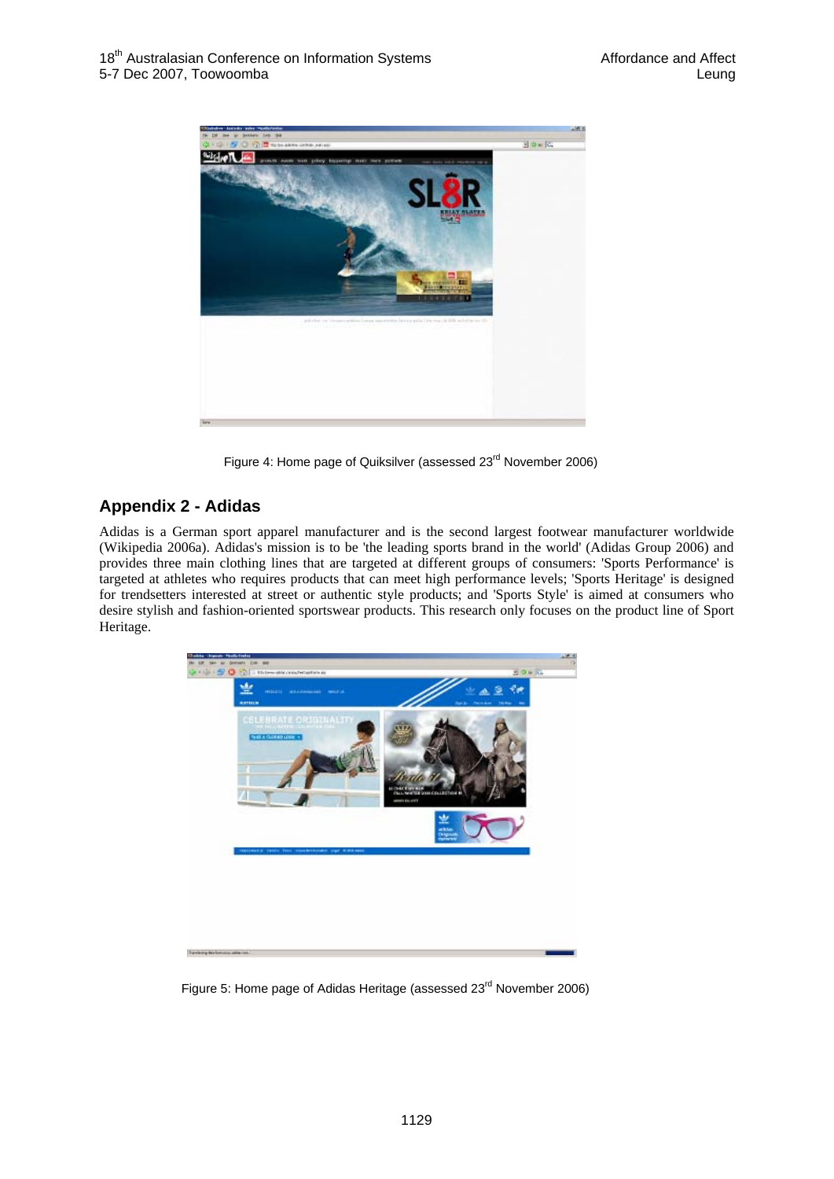Figure 4: Home page of Quiksilver (assessed 23[rd] November 2006)

## Appendix 2 - Adidas

Adidas is a German sport apparel manufacturer and is the second largest footwear manufacturer worldwide (Wikipedia 2006a). Adidas's mission is to be 'the leading sports brand in the world' (Adidas Group 2006) and provides three main clothing lines that are targeted at different groups of consumers: 'Sports Performance' is targeted at athletes who requires products that can meet high performance levels; 'Sports Heritage' is designed for trendsetters interested at street or authentic style products; and 'Sports Style' is aimed at consumers who desire stylish and fashion-oriented sportswear products. This research only focuses on the product line of Sport Heritage.

Figure 5: Home page of Adidas Heritage (assessed 23[rd] November 2006)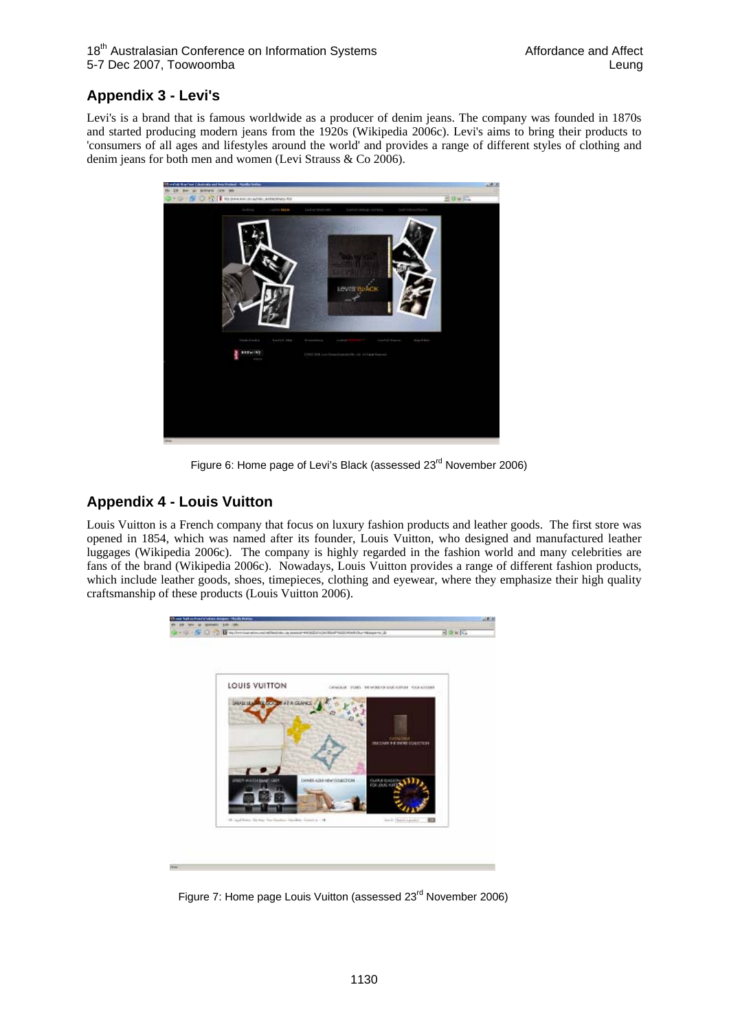## Appendix 3 - Levi's

Levi's is a brand that is famous worldwide as a producer of denim jeans. The company was founded in 1870s and started producing modern jeans from the 1920s (Wikipedia 2006c). Levi's aims to bring their products to 'consumers of all ages and lifestyles around the world' and provides a range of different styles of clothing and denim jeans for both men and women (Levi Strauss & Co 2006).

Figure 6: Home page of Levi's Black (assessed 23rd November 2006)

## Appendix 4 - Louis Vuitton

Louis Vuitton is a French company that focus on luxury fashion products and leather goods. The first store was opened in 1854, which was named after its founder, Louis Vuitton, who designed and manufactured leather luggages (Wikipedia 2006c). The company is highly regarded in the fashion world and many celebrities are fans of the brand (Wikipedia 2006c). Nowadays, Louis Vuitton provides a range of different fashion products, which include leather goods, shoes, timepieces, clothing and eyewear, where they emphasize their high quality craftsmanship of these products (Louis Vuitton 2006).

Figure 7: Home page Louis Vuitton (assessed 23rd November 2006)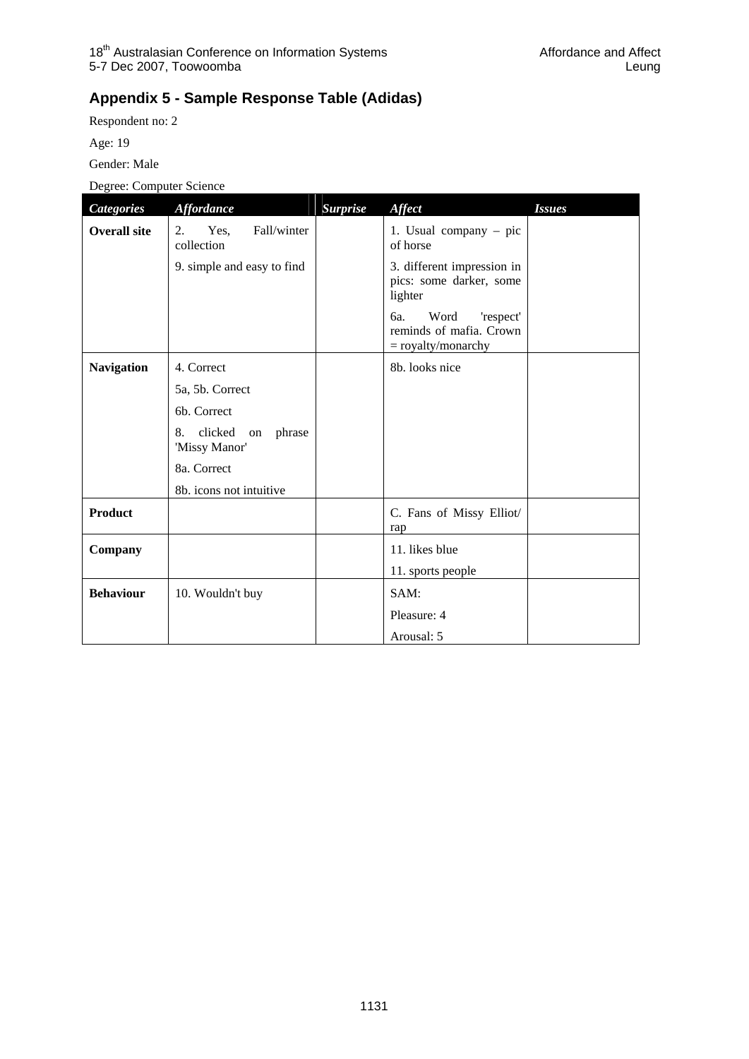## Appendix 5 - Sample Response Table (Adidas)

Respondent no: 2

Age: 19

Gender: Male

Degree: Computer Science

| *Categories* | *Affordance* | *Surprise* | *Affect* | *Issues* |
|---|---|---|---|---|
| **Overall site** | 2. Yes, Fall/winter collection<br>9. simple and easy to find | | 1. Usual company – pic of horse<br>3. different impression in pics: some darker, some lighter<br>6a. Word 'respect' reminds of mafia. Crown = royalty/monarchy | |
| **Navigation** | 4. Correct<br>5a, 5b. Correct<br>6b. Correct<br>8. clicked on phrase 'Missy Manor'<br>8a. Correct<br>8b. icons not intuitive | | 8b. looks nice | |
| **Product** | | | C. Fans of Missy Elliot/ rap | |
| **Company** | | | 11. likes blue<br>11. sports people | |
| **Behaviour** | 10. Wouldn't buy | | SAM:<br>Pleasure: 4<br>Arousal: 5 | |